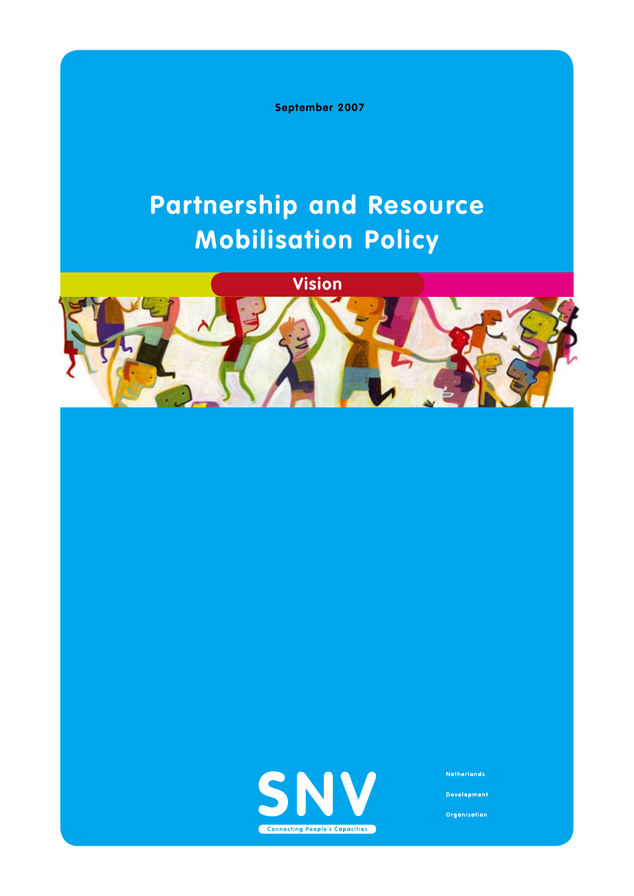September 2007

# Partnership and Resource Mobilisation Policy

## Vision

SNV

Connecting People's Capacities

Netherlands

Development

Organisation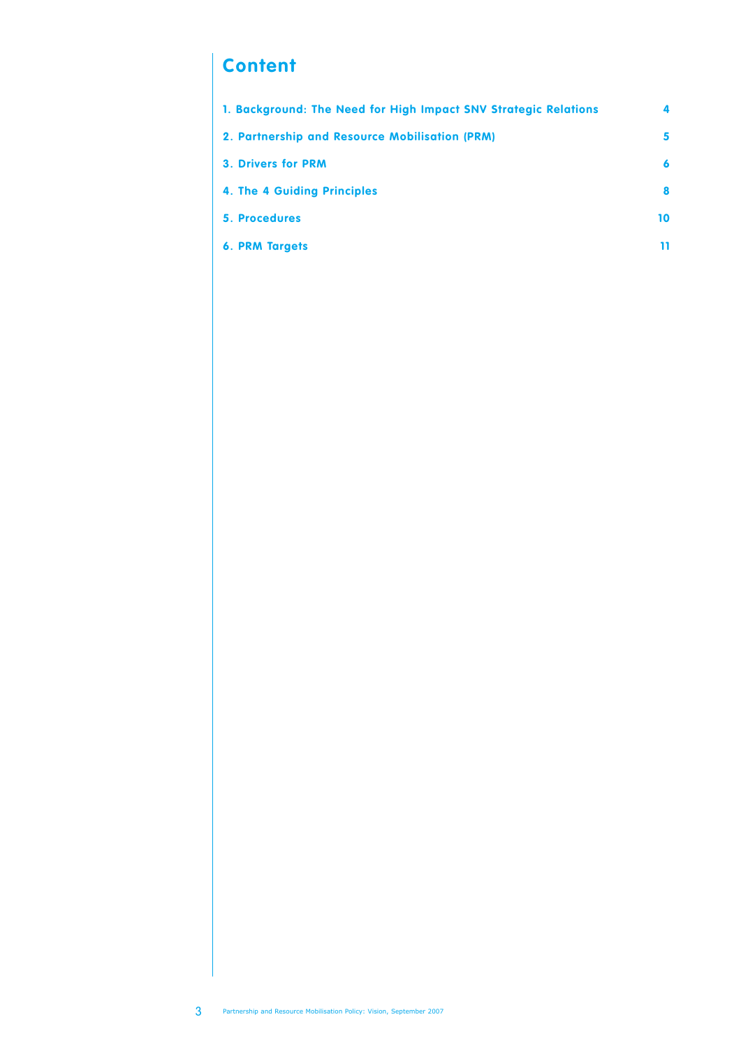# Content

| | |
|---|---|
| 1. Background: The Need for High Impact SNV Strategic Relations | 4 |
| 2. Partnership and Resource Mobilisation (PRM) | 5 |
| 3. Drivers for PRM | 6 |
| 4. The 4 Guiding Principles | 8 |
| 5. Procedures | 10 |
| 6. PRM Targets | 11 |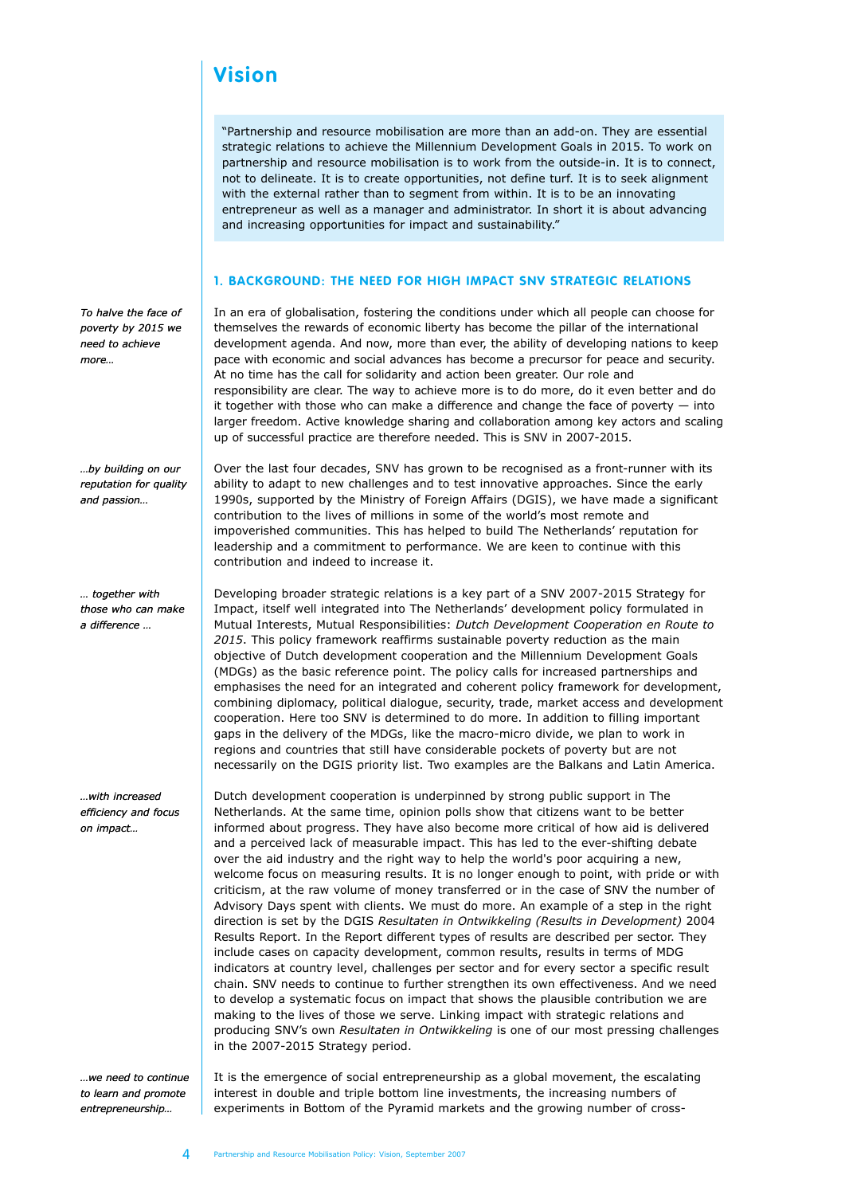# Vision

"Partnership and resource mobilisation are more than an add-on. They are essential strategic relations to achieve the Millennium Development Goals in 2015. To work on partnership and resource mobilisation is to work from the outside-in. It is to connect, not to delineate. It is to create opportunities, not define turf. It is to seek alignment with the external rather than to segment from within. It is to be an innovating entrepreneur as well as a manager and administrator. In short it is about advancing and increasing opportunities for impact and sustainability."

## 1. BACKGROUND: THE NEED FOR HIGH IMPACT SNV STRATEGIC RELATIONS

*To halve the face of poverty by 2015 we need to achieve more…*

In an era of globalisation, fostering the conditions under which all people can choose for themselves the rewards of economic liberty has become the pillar of the international development agenda. And now, more than ever, the ability of developing nations to keep pace with economic and social advances has become a precursor for peace and security. At no time has the call for solidarity and action been greater. Our role and responsibility are clear. The way to achieve more is to do more, do it even better and do it together with those who can make a difference and change the face of poverty — into larger freedom. Active knowledge sharing and collaboration among key actors and scaling up of successful practice are therefore needed. This is SNV in 2007-2015.

*…by building on our reputation for quality and passion…*

Over the last four decades, SNV has grown to be recognised as a front-runner with its ability to adapt to new challenges and to test innovative approaches. Since the early 1990s, supported by the Ministry of Foreign Affairs (DGIS), we have made a significant contribution to the lives of millions in some of the world's most remote and impoverished communities. This has helped to build The Netherlands' reputation for leadership and a commitment to performance. We are keen to continue with this contribution and indeed to increase it.

*… together with those who can make a difference …*

Developing broader strategic relations is a key part of a SNV 2007-2015 Strategy for Impact, itself well integrated into The Netherlands' development policy formulated in Mutual Interests, Mutual Responsibilities: *Dutch Development Cooperation en Route to 2015*. This policy framework reaffirms sustainable poverty reduction as the main objective of Dutch development cooperation and the Millennium Development Goals (MDGs) as the basic reference point. The policy calls for increased partnerships and emphasises the need for an integrated and coherent policy framework for development, combining diplomacy, political dialogue, security, trade, market access and development cooperation. Here too SNV is determined to do more. In addition to filling important gaps in the delivery of the MDGs, like the macro-micro divide, we plan to work in regions and countries that still have considerable pockets of poverty but are not necessarily on the DGIS priority list. Two examples are the Balkans and Latin America.

*…with increased efficiency and focus on impact…*

Dutch development cooperation is underpinned by strong public support in The Netherlands. At the same time, opinion polls show that citizens want to be better informed about progress. They have also become more critical of how aid is delivered and a perceived lack of measurable impact. This has led to the ever-shifting debate over the aid industry and the right way to help the world's poor acquiring a new, welcome focus on measuring results. It is no longer enough to point, with pride or with criticism, at the raw volume of money transferred or in the case of SNV the number of Advisory Days spent with clients. We must do more. An example of a step in the right direction is set by the DGIS *Resultaten in Ontwikkeling (Results in Development)* 2004 Results Report. In the Report different types of results are described per sector. They include cases on capacity development, common results, results in terms of MDG indicators at country level, challenges per sector and for every sector a specific result chain. SNV needs to continue to further strengthen its own effectiveness. And we need to develop a systematic focus on impact that shows the plausible contribution we are making to the lives of those we serve. Linking impact with strategic relations and producing SNV's own *Resultaten in Ontwikkeling* is one of our most pressing challenges in the 2007-2015 Strategy period.

*…we need to continue to learn and promote entrepreneurship…*

It is the emergence of social entrepreneurship as a global movement, the escalating interest in double and triple bottom line investments, the increasing numbers of experiments in Bottom of the Pyramid markets and the growing number of cross-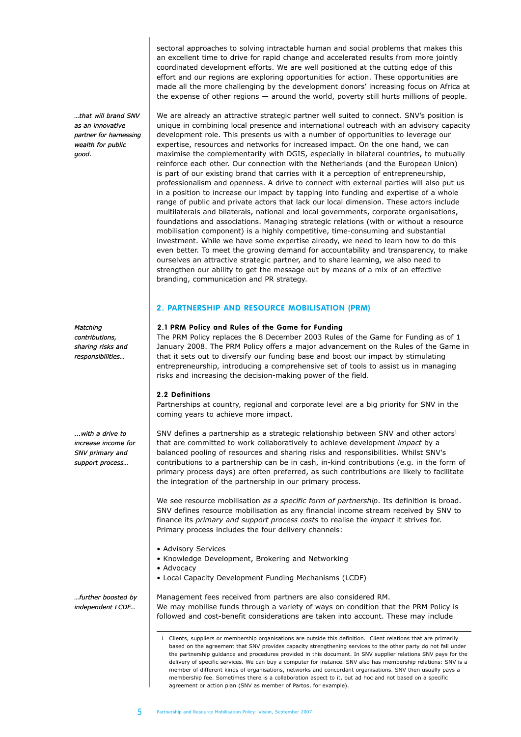sectoral approaches to solving intractable human and social problems that makes this an excellent time to drive for rapid change and accelerated results from more jointly coordinated development efforts. We are well positioned at the cutting edge of this effort and our regions are exploring opportunities for action. These opportunities are made all the more challenging by the development donors' increasing focus on Africa at the expense of other regions — around the world, poverty still hurts millions of people.

*...that will brand SNV as an innovative partner for harnessing wealth for public good.*

We are already an attractive strategic partner well suited to connect. SNV's position is unique in combining local presence and international outreach with an advisory capacity development role. This presents us with a number of opportunities to leverage our expertise, resources and networks for increased impact. On the one hand, we can maximise the complementarity with DGIS, especially in bilateral countries, to mutually reinforce each other. Our connection with the Netherlands (and the European Union) is part of our existing brand that carries with it a perception of entrepreneurship, professionalism and openness. A drive to connect with external parties will also put us in a position to increase our impact by tapping into funding and expertise of a whole range of public and private actors that lack our local dimension. These actors include multilaterals and bilaterals, national and local governments, corporate organisations, foundations and associations. Managing strategic relations (with or without a resource mobilisation component) is a highly competitive, time-consuming and substantial investment. While we have some expertise already, we need to learn how to do this even better. To meet the growing demand for accountability and transparency, to make ourselves an attractive strategic partner, and to share learning, we also need to strengthen our ability to get the message out by means of a mix of an effective branding, communication and PR strategy.

## 2. PARTNERSHIP AND RESOURCE MOBILISATION (PRM)

*Matching contributions, sharing risks and responsibilities...*

### 2.1 PRM Policy and Rules of the Game for Funding

The PRM Policy replaces the 8 December 2003 Rules of the Game for Funding as of 1 January 2008. The PRM Policy offers a major advancement on the Rules of the Game in that it sets out to diversify our funding base and boost our impact by stimulating entrepreneurship, introducing a comprehensive set of tools to assist us in managing risks and increasing the decision-making power of the field.

### 2.2 Definitions

Partnerships at country, regional and corporate level are a big priority for SNV in the coming years to achieve more impact.

*...with a drive to increase income for SNV primary and support process...*

SNV defines a partnership as a strategic relationship between SNV and other actors[1] that are committed to work collaboratively to achieve development *impact* by a balanced pooling of resources and sharing risks and responsibilities. Whilst SNV's contributions to a partnership can be in cash, in-kind contributions (e.g. in the form of primary process days) are often preferred, as such contributions are likely to facilitate the integration of the partnership in our primary process.

We see resource mobilisation *as a specific form of partnership*. Its definition is broad. SNV defines resource mobilisation as any financial income stream received by SNV to finance its *primary and support process costs* to realise the *impact* it strives for. Primary process includes the four delivery channels:

- Advisory Services
- Knowledge Development, Brokering and Networking
- Advocacy
- Local Capacity Development Funding Mechanisms (LCDF)

*...further boosted by independent LCDF...*

Management fees received from partners are also considered RM.
We may mobilise funds through a variety of ways on condition that the PRM Policy is followed and cost-benefit considerations are taken into account. These may include

[1] Clients, suppliers or membership organisations are outside this definition. Client relations that are primarily based on the agreement that SNV provides capacity strengthening services to the other party do not fall under the partnership guidance and procedures provided in this document. In SNV supplier relations SNV pays for the delivery of specific services. We can buy a computer for instance. SNV also has membership relations: SNV is a member of different kinds of organisations, networks and concordant organisations. SNV then usually pays a membership fee. Sometimes there is a collaboration aspect to it, but ad hoc and not based on a specific agreement or action plan (SNV as member of Partos, for example).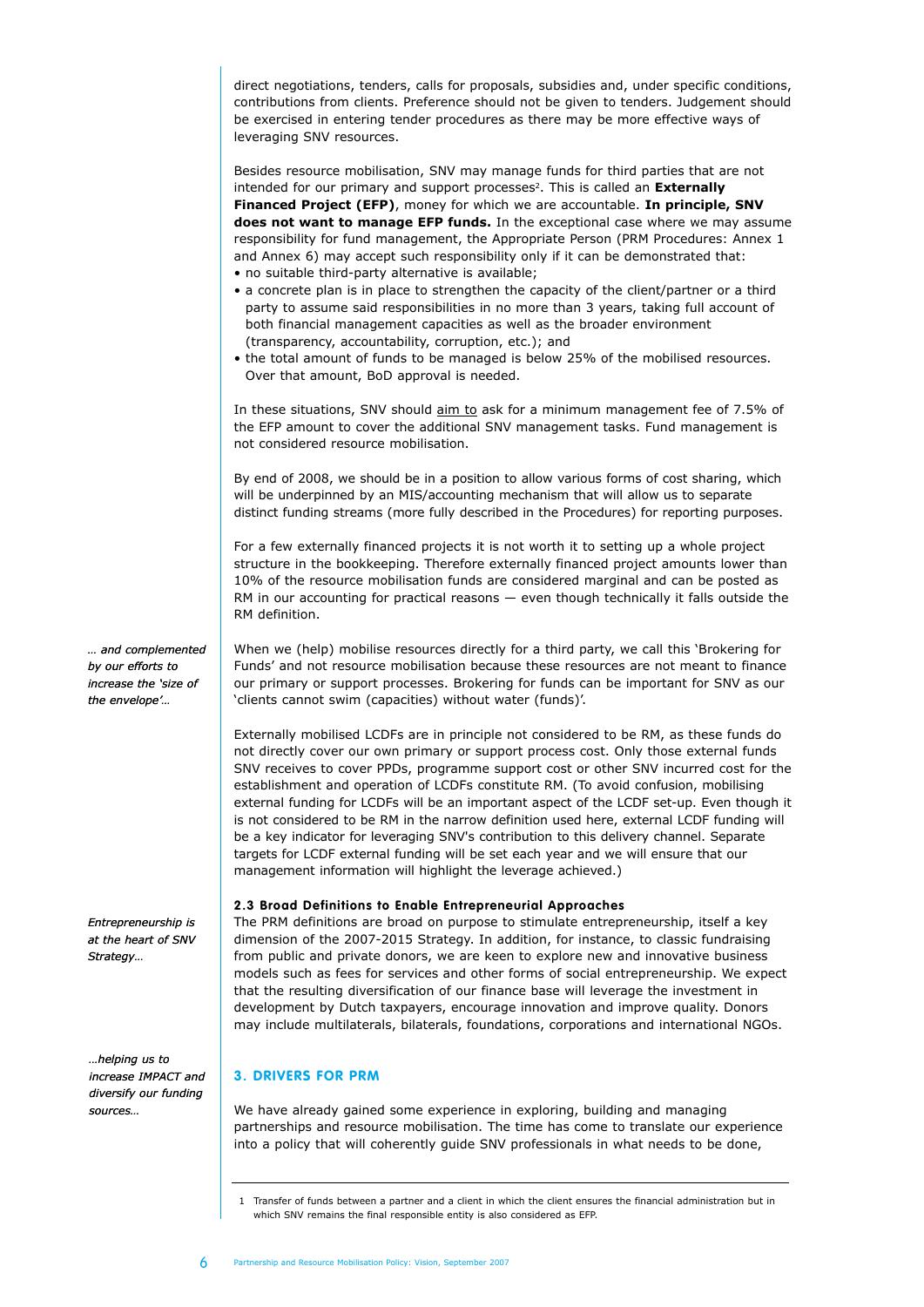direct negotiations, tenders, calls for proposals, subsidies and, under specific conditions, contributions from clients. Preference should not be given to tenders. Judgement should be exercised in entering tender procedures as there may be more effective ways of leveraging SNV resources.

Besides resource mobilisation, SNV may manage funds for third parties that are not intended for our primary and support processes[2]. This is called an **Externally Financed Project (EFP)**, money for which we are accountable. **In principle, SNV does not want to manage EFP funds.** In the exceptional case where we may assume responsibility for fund management, the Appropriate Person (PRM Procedures: Annex 1 and Annex 6) may accept such responsibility only if it can be demonstrated that:

- no suitable third-party alternative is available;
- a concrete plan is in place to strengthen the capacity of the client/partner or a third party to assume said responsibilities in no more than 3 years, taking full account of both financial management capacities as well as the broader environment (transparency, accountability, corruption, etc.); and
- the total amount of funds to be managed is below 25% of the mobilised resources. Over that amount, BoD approval is needed.

In these situations, SNV should aim to ask for a minimum management fee of 7.5% of the EFP amount to cover the additional SNV management tasks. Fund management is not considered resource mobilisation.

By end of 2008, we should be in a position to allow various forms of cost sharing, which will be underpinned by an MIS/accounting mechanism that will allow us to separate distinct funding streams (more fully described in the Procedures) for reporting purposes.

For a few externally financed projects it is not worth it to setting up a whole project structure in the bookkeeping. Therefore externally financed project amounts lower than 10% of the resource mobilisation funds are considered marginal and can be posted as RM in our accounting for practical reasons — even though technically it falls outside the RM definition.

*… and complemented by our efforts to increase the 'size of the envelope'…*

When we (help) mobilise resources directly for a third party, we call this 'Brokering for Funds' and not resource mobilisation because these resources are not meant to finance our primary or support processes. Brokering for funds can be important for SNV as our 'clients cannot swim (capacities) without water (funds)'.

Externally mobilised LCDFs are in principle not considered to be RM, as these funds do not directly cover our own primary or support process cost. Only those external funds SNV receives to cover PPDs, programme support cost or other SNV incurred cost for the establishment and operation of LCDFs constitute RM. (To avoid confusion, mobilising external funding for LCDFs will be an important aspect of the LCDF set-up. Even though it is not considered to be RM in the narrow definition used here, external LCDF funding will be a key indicator for leveraging SNV's contribution to this delivery channel. Separate targets for LCDF external funding will be set each year and we will ensure that our management information will highlight the leverage achieved.)

### 2.3 Broad Definitions to Enable Entrepreneurial Approaches

*Entrepreneurship is at the heart of SNV Strategy…*

The PRM definitions are broad on purpose to stimulate entrepreneurship, itself a key dimension of the 2007-2015 Strategy. In addition, for instance, to classic fundraising from public and private donors, we are keen to explore new and innovative business models such as fees for services and other forms of social entrepreneurship. We expect that the resulting diversification of our finance base will leverage the investment in development by Dutch taxpayers, encourage innovation and improve quality. Donors may include multilaterals, bilaterals, foundations, corporations and international NGOs.

*…helping us to increase IMPACT and diversify our funding sources…*

## 3. DRIVERS FOR PRM

We have already gained some experience in exploring, building and managing partnerships and resource mobilisation. The time has come to translate our experience into a policy that will coherently guide SNV professionals in what needs to be done,

---

1 Transfer of funds between a partner and a client in which the client ensures the financial administration but in which SNV remains the final responsible entity is also considered as EFP.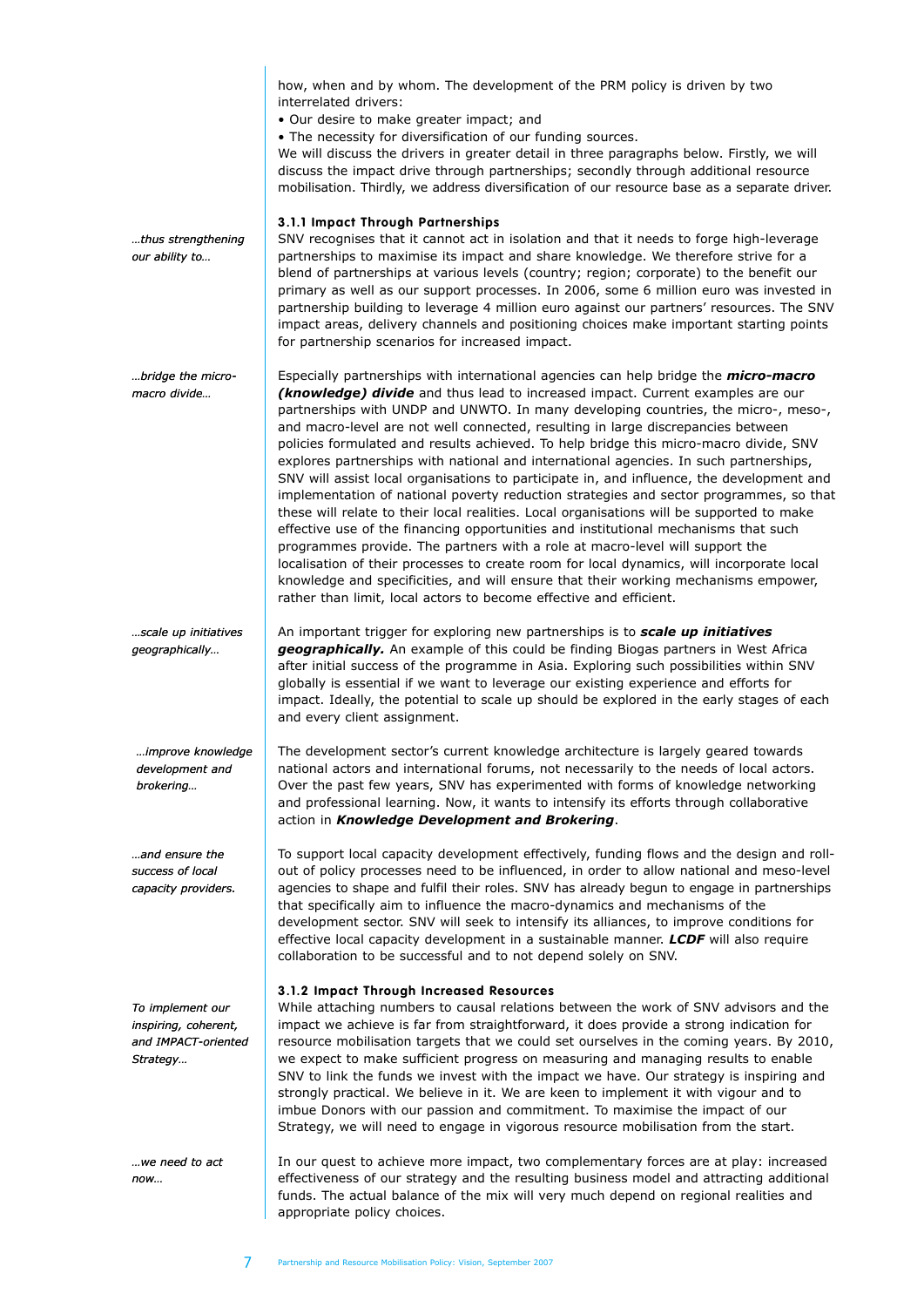how, when and by whom. The development of the PRM policy is driven by two interrelated drivers:

- Our desire to make greater impact; and
- The necessity for diversification of our funding sources.

We will discuss the drivers in greater detail in three paragraphs below. Firstly, we will discuss the impact drive through partnerships; secondly through additional resource mobilisation. Thirdly, we address diversification of our resource base as a separate driver.

### 3.1.1 Impact Through Partnerships

*...thus strengthening our ability to...*

SNV recognises that it cannot act in isolation and that it needs to forge high-leverage partnerships to maximise its impact and share knowledge. We therefore strive for a blend of partnerships at various levels (country; region; corporate) to the benefit our primary as well as our support processes. In 2006, some 6 million euro was invested in partnership building to leverage 4 million euro against our partners' resources. The SNV impact areas, delivery channels and positioning choices make important starting points for partnership scenarios for increased impact.

*...bridge the micro-macro divide...*

Especially partnerships with international agencies can help bridge the ***micro-macro (knowledge) divide*** and thus lead to increased impact. Current examples are our partnerships with UNDP and UNWTO. In many developing countries, the micro-, meso-, and macro-level are not well connected, resulting in large discrepancies between policies formulated and results achieved. To help bridge this micro-macro divide, SNV explores partnerships with national and international agencies. In such partnerships, SNV will assist local organisations to participate in, and influence, the development and implementation of national poverty reduction strategies and sector programmes, so that these will relate to their local realities. Local organisations will be supported to make effective use of the financing opportunities and institutional mechanisms that such programmes provide. The partners with a role at macro-level will support the localisation of their processes to create room for local dynamics, will incorporate local knowledge and specificities, and will ensure that their working mechanisms empower, rather than limit, local actors to become effective and efficient.

*...scale up initiatives geographically...*

An important trigger for exploring new partnerships is to ***scale up initiatives geographically.*** An example of this could be finding Biogas partners in West Africa after initial success of the programme in Asia. Exploring such possibilities within SNV globally is essential if we want to leverage our existing experience and efforts for impact. Ideally, the potential to scale up should be explored in the early stages of each and every client assignment.

*...improve knowledge development and brokering...*

The development sector's current knowledge architecture is largely geared towards national actors and international forums, not necessarily to the needs of local actors. Over the past few years, SNV has experimented with forms of knowledge networking and professional learning. Now, it wants to intensify its efforts through collaborative action in ***Knowledge Development and Brokering***.

*...and ensure the success of local capacity providers.*

To support local capacity development effectively, funding flows and the design and roll-out of policy processes need to be influenced, in order to allow national and meso-level agencies to shape and fulfil their roles. SNV has already begun to engage in partnerships that specifically aim to influence the macro-dynamics and mechanisms of the development sector. SNV will seek to intensify its alliances, to improve conditions for effective local capacity development in a sustainable manner. ***LCDF*** will also require collaboration to be successful and to not depend solely on SNV.

### 3.1.2 Impact Through Increased Resources

*To implement our inspiring, coherent, and IMPACT-oriented Strategy...*

While attaching numbers to causal relations between the work of SNV advisors and the impact we achieve is far from straightforward, it does provide a strong indication for resource mobilisation targets that we could set ourselves in the coming years. By 2010, we expect to make sufficient progress on measuring and managing results to enable SNV to link the funds we invest with the impact we have. Our strategy is inspiring and strongly practical. We believe in it. We are keen to implement it with vigour and to imbue Donors with our passion and commitment. To maximise the impact of our Strategy, we will need to engage in vigorous resource mobilisation from the start.

*...we need to act now...*

In our quest to achieve more impact, two complementary forces are at play: increased effectiveness of our strategy and the resulting business model and attracting additional funds. The actual balance of the mix will very much depend on regional realities and appropriate policy choices.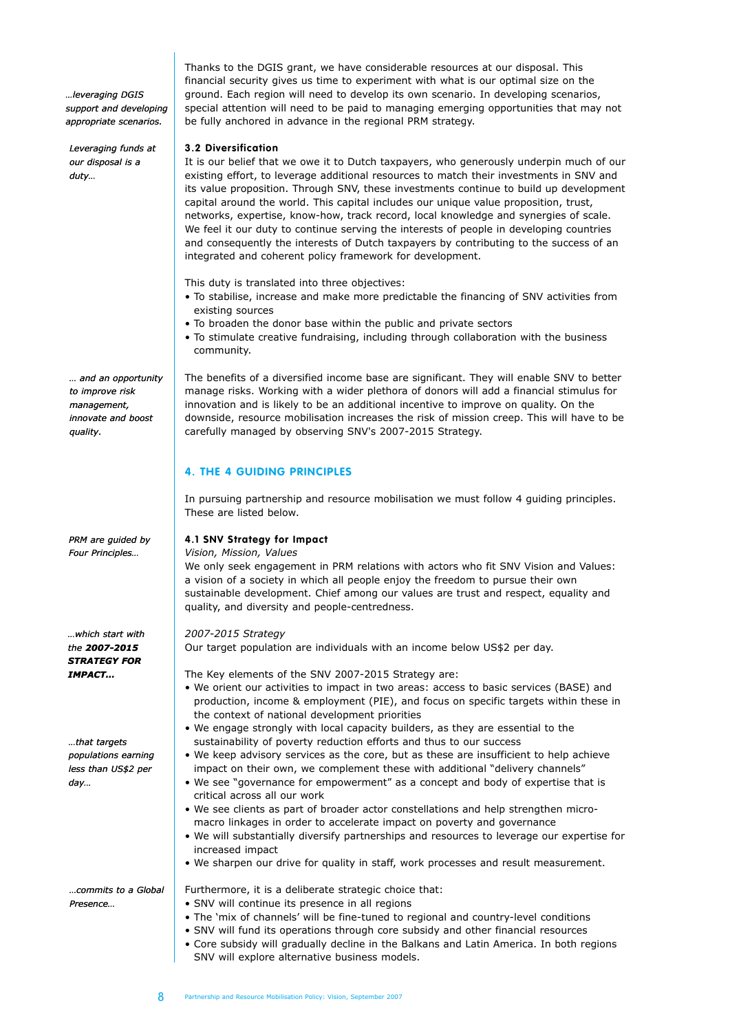*…leveraging DGIS support and developing appropriate scenarios.*

Thanks to the DGIS grant, we have considerable resources at our disposal. This financial security gives us time to experiment with what is our optimal size on the ground. Each region will need to develop its own scenario. In developing scenarios, special attention will need to be paid to managing emerging opportunities that may not be fully anchored in advance in the regional PRM strategy.

*Leveraging funds at our disposal is a duty…*

### 3.2 Diversification

It is our belief that we owe it to Dutch taxpayers, who generously underpin much of our existing effort, to leverage additional resources to match their investments in SNV and its value proposition. Through SNV, these investments continue to build up development capital around the world. This capital includes our unique value proposition, trust, networks, expertise, know-how, track record, local knowledge and synergies of scale. We feel it our duty to continue serving the interests of people in developing countries and consequently the interests of Dutch taxpayers by contributing to the success of an integrated and coherent policy framework for development.

This duty is translated into three objectives:

- To stabilise, increase and make more predictable the financing of SNV activities from existing sources
- To broaden the donor base within the public and private sectors
- To stimulate creative fundraising, including through collaboration with the business community.

*… and an opportunity to improve risk management, innovate and boost quality.*

The benefits of a diversified income base are significant. They will enable SNV to better manage risks. Working with a wider plethora of donors will add a financial stimulus for innovation and is likely to be an additional incentive to improve on quality. On the downside, resource mobilisation increases the risk of mission creep. This will have to be carefully managed by observing SNV's 2007-2015 Strategy.

## 4. THE 4 GUIDING PRINCIPLES

In pursuing partnership and resource mobilisation we must follow 4 guiding principles. These are listed below.

*PRM are guided by Four Principles…*

### 4.1 SNV Strategy for Impact

*Vision, Mission, Values*

We only seek engagement in PRM relations with actors who fit SNV Vision and Values: a vision of a society in which all people enjoy the freedom to pursue their own sustainable development. Chief among our values are trust and respect, equality and quality, and diversity and people-centredness.

*…which start with the **2007-2015 STRATEGY FOR IMPACT…***

*2007-2015 Strategy*

Our target population are individuals with an income below US$2 per day.

*…that targets populations earning less than US$2 per day…*

The Key elements of the SNV 2007-2015 Strategy are:

- We orient our activities to impact in two areas: access to basic services (BASE) and production, income & employment (PIE), and focus on specific targets within these in the context of national development priorities
- We engage strongly with local capacity builders, as they are essential to the sustainability of poverty reduction efforts and thus to our success
- We keep advisory services as the core, but as these are insufficient to help achieve impact on their own, we complement these with additional "delivery channels"
- We see "governance for empowerment" as a concept and body of expertise that is critical across all our work
- We see clients as part of broader actor constellations and help strengthen micro-macro linkages in order to accelerate impact on poverty and governance
- We will substantially diversify partnerships and resources to leverage our expertise for increased impact
- We sharpen our drive for quality in staff, work processes and result measurement.

*…commits to a Global Presence…*

Furthermore, it is a deliberate strategic choice that:

- SNV will continue its presence in all regions
- The 'mix of channels' will be fine-tuned to regional and country-level conditions
- SNV will fund its operations through core subsidy and other financial resources
- Core subsidy will gradually decline in the Balkans and Latin America. In both regions SNV will explore alternative business models.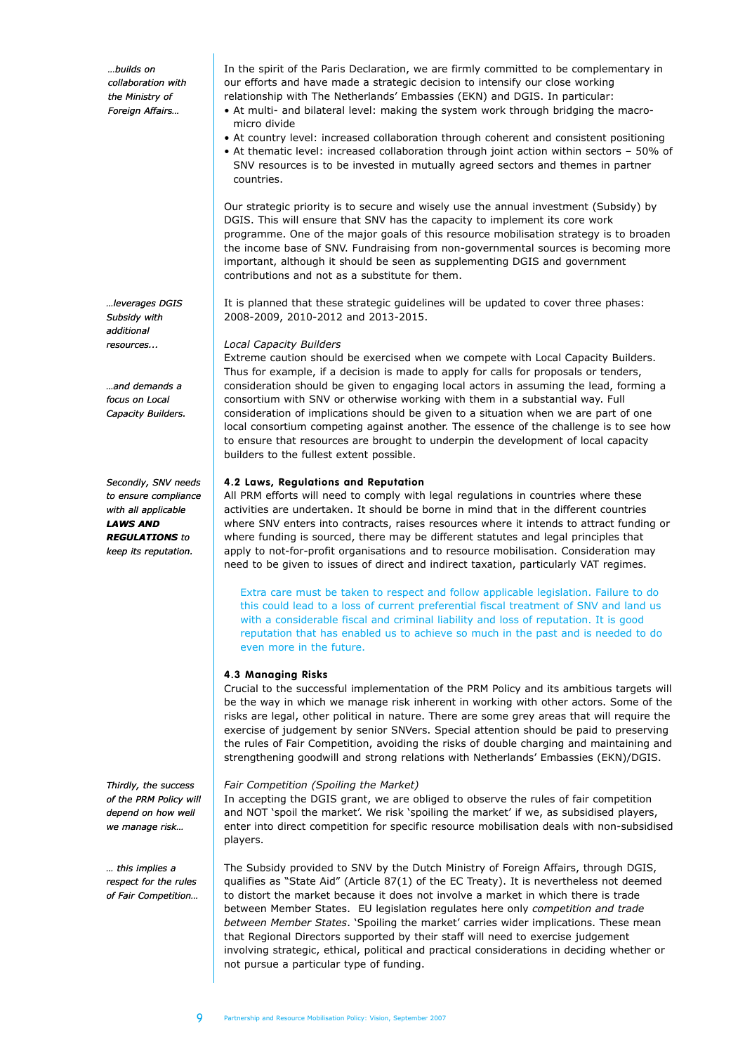*…builds on collaboration with the Ministry of Foreign Affairs…*

In the spirit of the Paris Declaration, we are firmly committed to be complementary in our efforts and have made a strategic decision to intensify our close working relationship with The Netherlands' Embassies (EKN) and DGIS. In particular:

- At multi- and bilateral level: making the system work through bridging the macro-micro divide
- At country level: increased collaboration through coherent and consistent positioning
- At thematic level: increased collaboration through joint action within sectors – 50% of SNV resources is to be invested in mutually agreed sectors and themes in partner countries.

Our strategic priority is to secure and wisely use the annual investment (Subsidy) by DGIS. This will ensure that SNV has the capacity to implement its core work programme. One of the major goals of this resource mobilisation strategy is to broaden the income base of SNV. Fundraising from non-governmental sources is becoming more important, although it should be seen as supplementing DGIS and government contributions and not as a substitute for them.

*…leverages DGIS Subsidy with additional resources...*

It is planned that these strategic guidelines will be updated to cover three phases: 2008-2009, 2010-2012 and 2013-2015.

*…and demands a focus on Local Capacity Builders.*

*Local Capacity Builders*

Extreme caution should be exercised when we compete with Local Capacity Builders. Thus for example, if a decision is made to apply for calls for proposals or tenders, consideration should be given to engaging local actors in assuming the lead, forming a consortium with SNV or otherwise working with them in a substantial way. Full consideration of implications should be given to a situation when we are part of one local consortium competing against another. The essence of the challenge is to see how to ensure that resources are brought to underpin the development of local capacity builders to the fullest extent possible.

*Secondly, SNV needs to ensure compliance with all applicable **LAWS AND REGULATIONS** to keep its reputation.*

#### 4.2 Laws, Regulations and Reputation

All PRM efforts will need to comply with legal regulations in countries where these activities are undertaken. It should be borne in mind that in the different countries where SNV enters into contracts, raises resources where it intends to attract funding or where funding is sourced, there may be different statutes and legal principles that apply to not-for-profit organisations and to resource mobilisation. Consideration may need to be given to issues of direct and indirect taxation, particularly VAT regimes.

> Extra care must be taken to respect and follow applicable legislation. Failure to do this could lead to a loss of current preferential fiscal treatment of SNV and land us with a considerable fiscal and criminal liability and loss of reputation. It is good reputation that has enabled us to achieve so much in the past and is needed to do even more in the future.

#### 4.3 Managing Risks

Crucial to the successful implementation of the PRM Policy and its ambitious targets will be the way in which we manage risk inherent in working with other actors. Some of the risks are legal, other political in nature. There are some grey areas that will require the exercise of judgement by senior SNVers. Special attention should be paid to preserving the rules of Fair Competition, avoiding the risks of double charging and maintaining and strengthening goodwill and strong relations with Netherlands' Embassies (EKN)/DGIS.

*Thirdly, the success of the PRM Policy will depend on how well we manage risk…*

*Fair Competition (Spoiling the Market)*

In accepting the DGIS grant, we are obliged to observe the rules of fair competition and NOT 'spoil the market'. We risk 'spoiling the market' if we, as subsidised players, enter into direct competition for specific resource mobilisation deals with non-subsidised players.

*… this implies a respect for the rules of Fair Competition…*

The Subsidy provided to SNV by the Dutch Ministry of Foreign Affairs, through DGIS, qualifies as "State Aid" (Article 87(1) of the EC Treaty). It is nevertheless not deemed to distort the market because it does not involve a market in which there is trade between Member States. EU legislation regulates here only *competition and trade between Member States*. 'Spoiling the market' carries wider implications. These mean that Regional Directors supported by their staff will need to exercise judgement involving strategic, ethical, political and practical considerations in deciding whether or not pursue a particular type of funding.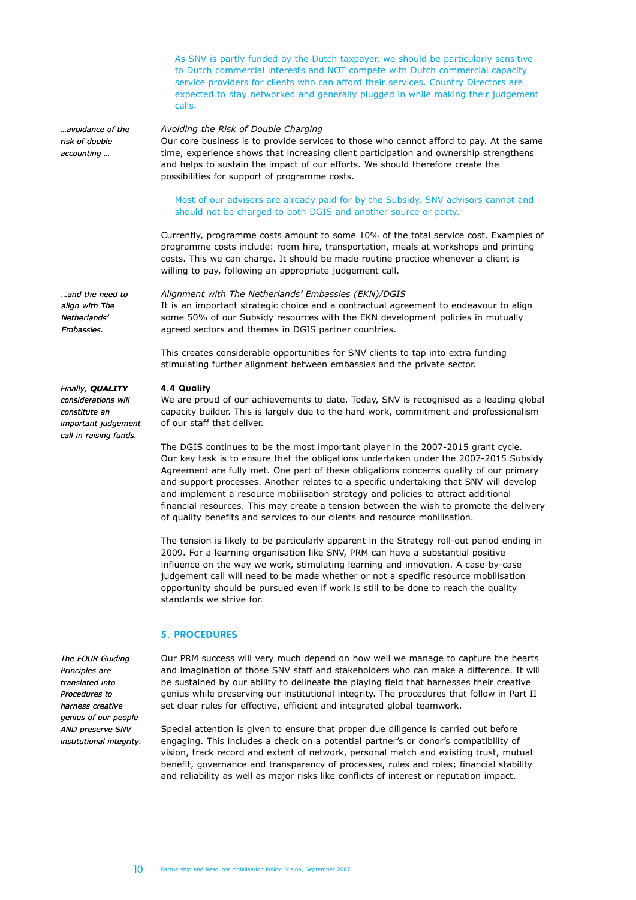As SNV is partly funded by the Dutch taxpayer, we should be particularly sensitive to Dutch commercial interests and NOT compete with Dutch commercial capacity service providers for clients who can afford their services. Country Directors are expected to stay networked and generally plugged in while making their judgement calls.

*…avoidance of the risk of double accounting …*

*Avoiding the Risk of Double Charging*
Our core business is to provide services to those who cannot afford to pay. At the same time, experience shows that increasing client participation and ownership strengthens and helps to sustain the impact of our efforts. We should therefore create the possibilities for support of programme costs.

Most of our advisors are already paid for by the Subsidy. SNV advisors cannot and should not be charged to both DGIS and another source or party.

Currently, programme costs amount to some 10% of the total service cost. Examples of programme costs include: room hire, transportation, meals at workshops and printing costs. This we can charge. It should be made routine practice whenever a client is willing to pay, following an appropriate judgement call.

*…and the need to align with The Netherlands' Embassies.*

*Alignment with The Netherlands' Embassies (EKN)/DGIS*
It is an important strategic choice and a contractual agreement to endeavour to align some 50% of our Subsidy resources with the EKN development policies in mutually agreed sectors and themes in DGIS partner countries.

This creates considerable opportunities for SNV clients to tap into extra funding stimulating further alignment between embassies and the private sector.

*Finally, **QUALITY** considerations will constitute an important judgement call in raising funds.*

### 4.4 Quality

We are proud of our achievements to date. Today, SNV is recognised as a leading global capacity builder. This is largely due to the hard work, commitment and professionalism of our staff that deliver.

The DGIS continues to be the most important player in the 2007-2015 grant cycle. Our key task is to ensure that the obligations undertaken under the 2007-2015 Subsidy Agreement are fully met. One part of these obligations concerns quality of our primary and support processes. Another relates to a specific undertaking that SNV will develop and implement a resource mobilisation strategy and policies to attract additional financial resources. This may create a tension between the wish to promote the delivery of quality benefits and services to our clients and resource mobilisation.

The tension is likely to be particularly apparent in the Strategy roll-out period ending in 2009. For a learning organisation like SNV, PRM can have a substantial positive influence on the way we work, stimulating learning and innovation. A case-by-case judgement call will need to be made whether or not a specific resource mobilisation opportunity should be pursued even if work is still to be done to reach the quality standards we strive for.

## 5. PROCEDURES

*The FOUR Guiding Principles are translated into Procedures to harness creative genius of our people AND preserve SNV institutional integrity.*

Our PRM success will very much depend on how well we manage to capture the hearts and imagination of those SNV staff and stakeholders who can make a difference. It will be sustained by our ability to delineate the playing field that harnesses their creative genius while preserving our institutional integrity. The procedures that follow in Part II set clear rules for effective, efficient and integrated global teamwork.

Special attention is given to ensure that proper due diligence is carried out before engaging. This includes a check on a potential partner's or donor's compatibility of vision, track record and extent of network, personal match and existing trust, mutual benefit, governance and transparency of processes, rules and roles; financial stability and reliability as well as major risks like conflicts of interest or reputation impact.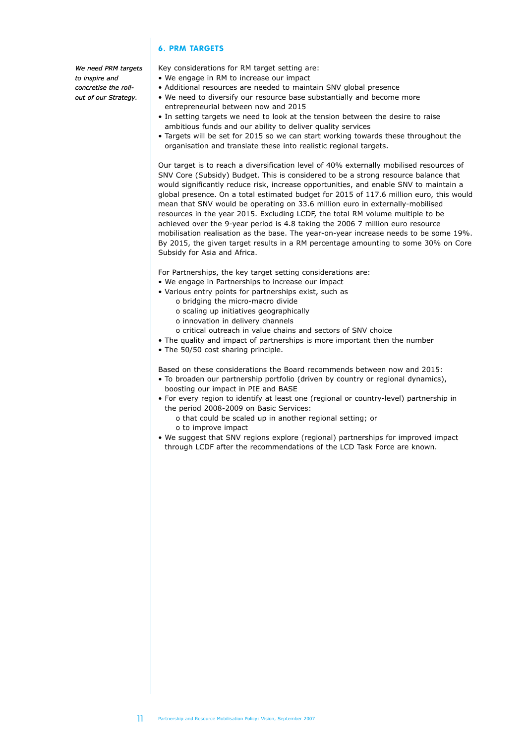## 6. PRM TARGETS

*We need PRM targets to inspire and concretise the roll-out of our Strategy.*

Key considerations for RM target setting are:

- We engage in RM to increase our impact
- Additional resources are needed to maintain SNV global presence
- We need to diversify our resource base substantially and become more entrepreneurial between now and 2015
- In setting targets we need to look at the tension between the desire to raise ambitious funds and our ability to deliver quality services
- Targets will be set for 2015 so we can start working towards these throughout the organisation and translate these into realistic regional targets.

Our target is to reach a diversification level of 40% externally mobilised resources of SNV Core (Subsidy) Budget. This is considered to be a strong resource balance that would significantly reduce risk, increase opportunities, and enable SNV to maintain a global presence. On a total estimated budget for 2015 of 117.6 million euro, this would mean that SNV would be operating on 33.6 million euro in externally-mobilised resources in the year 2015. Excluding LCDF, the total RM volume multiple to be achieved over the 9-year period is 4.8 taking the 2006 7 million euro resource mobilisation realisation as the base. The year-on-year increase needs to be some 19%. By 2015, the given target results in a RM percentage amounting to some 30% on Core Subsidy for Asia and Africa.

For Partnerships, the key target setting considerations are:

- We engage in Partnerships to increase our impact
- Various entry points for partnerships exist, such as
    - o bridging the micro-macro divide
    - o scaling up initiatives geographically
    - o innovation in delivery channels
    - o critical outreach in value chains and sectors of SNV choice
- The quality and impact of partnerships is more important then the number
- The 50/50 cost sharing principle.

Based on these considerations the Board recommends between now and 2015:

- To broaden our partnership portfolio (driven by country or regional dynamics), boosting our impact in PIE and BASE
- For every region to identify at least one (regional or country-level) partnership in the period 2008-2009 on Basic Services:
    - o that could be scaled up in another regional setting; or
    - o to improve impact
- We suggest that SNV regions explore (regional) partnerships for improved impact through LCDF after the recommendations of the LCD Task Force are known.